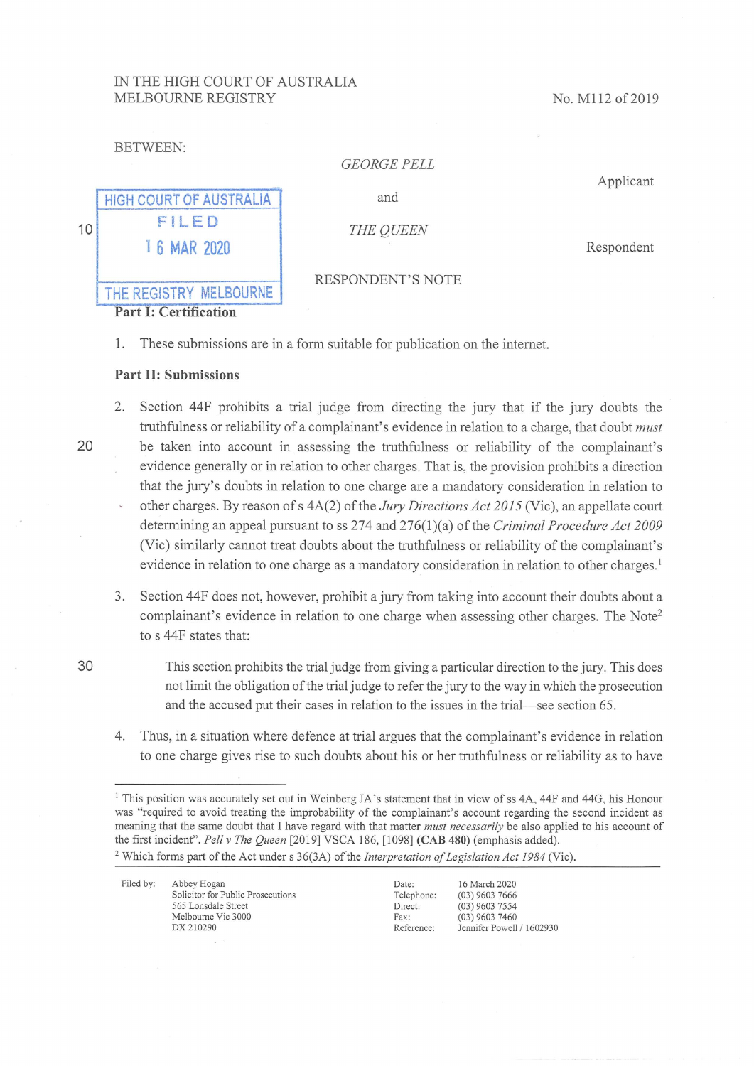IN THE HIGH COURT OF AUSTRALIA
MELBOURNE REGISTRY

No. M112 of 2019

BETWEEN:

*GEORGE PELL*

Applicant

and

*THE QUEEN*

Respondent

HIGH COURT OF AUSTRALIA
FILED
16 MAR 2020
THE REGISTRY MELBOURNE

RESPONDENT'S NOTE

**Part I: Certification**

1. These submissions are in a form suitable for publication on the internet.

**Part II: Submissions**

2. Section 44F prohibits a trial judge from directing the jury that if the jury doubts the truthfulness or reliability of a complainant's evidence in relation to a charge, that doubt *must* be taken into account in assessing the truthfulness or reliability of the complainant's evidence generally or in relation to other charges. That is, the provision prohibits a direction that the jury's doubts in relation to one charge are a mandatory consideration in relation to other charges. By reason of s 4A(2) of the *Jury Directions Act 2015* (Vic), an appellate court determining an appeal pursuant to ss 274 and 276(1)(a) of the *Criminal Procedure Act 2009* (Vic) similarly cannot treat doubts about the truthfulness or reliability of the complainant's evidence in relation to one charge as a mandatory consideration in relation to other charges.[1]

3. Section 44F does not, however, prohibit a jury from taking into account their doubts about a complainant's evidence in relation to one charge when assessing other charges. The Note[2] to s 44F states that:

> This section prohibits the trial judge from giving a particular direction to the jury. This does not limit the obligation of the trial judge to refer the jury to the way in which the prosecution and the accused put their cases in relation to the issues in the trial—see section 65.

4. Thus, in a situation where defence at trial argues that the complainant's evidence in relation to one charge gives rise to such doubts about his or her truthfulness or reliability as to have

---

[1] This position was accurately set out in Weinberg JA's statement that in view of ss 4A, 44F and 44G, his Honour was "required to avoid treating the improbability of the complainant's account regarding the second incident as meaning that the same doubt that I have regard with that matter *must necessarily* be also applied to his account of the first incident". *Pell v The Queen* [2019] VSCA 186, [1098] **(CAB 480)** (emphasis added).

[2] Which forms part of the Act under s 36(3A) of the *Interpretation of Legislation Act 1984* (Vic).

| Filed by: | Abbey Hogan<br>Solicitor for Public Prosecutions<br>565 Lonsdale Street<br>Melbourne Vic 3000<br>DX 210290 | Date:<br>Telephone:<br>Direct:<br>Fax:<br>Reference: | 16 March 2020<br>(03) 9603 7666<br>(03) 9603 7554<br>(03) 9603 7460<br>Jennifer Powell / 1602930 |
|---|---|---|---|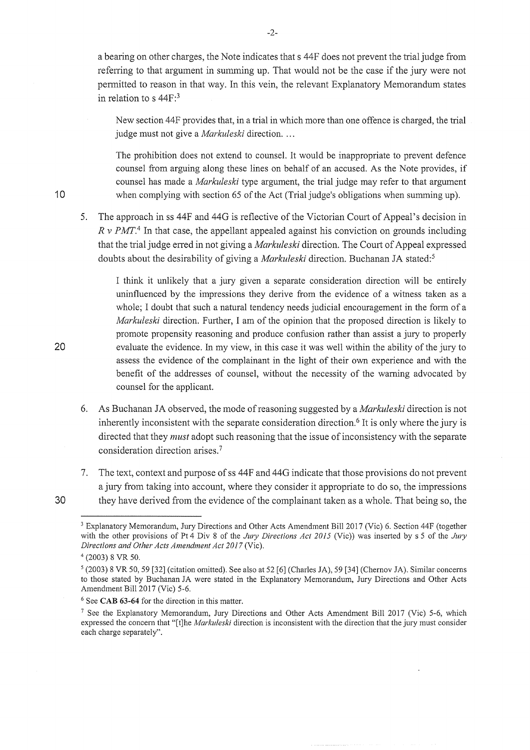a bearing on other charges, the Note indicates that s 44F does not prevent the trial judge from referring to that argument in summing up. That would not be the case if the jury were not permitted to reason in that way. In this vein, the relevant Explanatory Memorandum states in relation to s 44F:[3]

> New section 44F provides that, in a trial in which more than one offence is charged, the trial judge must not give a *Markuleski* direction. …
>
> The prohibition does not extend to counsel. It would be inappropriate to prevent defence counsel from arguing along these lines on behalf of an accused. As the Note provides, if counsel has made a *Markuleski* type argument, the trial judge may refer to that argument when complying with section 65 of the Act (Trial judge's obligations when summing up).

5. The approach in ss 44F and 44G is reflective of the Victorian Court of Appeal's decision in *R v PMT*.[4] In that case, the appellant appealed against his conviction on grounds including that the trial judge erred in not giving a *Markuleski* direction. The Court of Appeal expressed doubts about the desirability of giving a *Markuleski* direction. Buchanan JA stated:[5]

> I think it unlikely that a jury given a separate consideration direction will be entirely uninfluenced by the impressions they derive from the evidence of a witness taken as a whole; I doubt that such a natural tendency needs judicial encouragement in the form of a *Markuleski* direction. Further, I am of the opinion that the proposed direction is likely to promote propensity reasoning and produce confusion rather than assist a jury to properly evaluate the evidence. In my view, in this case it was well within the ability of the jury to assess the evidence of the complainant in the light of their own experience and with the benefit of the addresses of counsel, without the necessity of the warning advocated by counsel for the applicant.

6. As Buchanan JA observed, the mode of reasoning suggested by a *Markuleski* direction is not inherently inconsistent with the separate consideration direction.[6] It is only where the jury is directed that they *must* adopt such reasoning that the issue of inconsistency with the separate consideration direction arises.[7]

7. The text, context and purpose of ss 44F and 44G indicate that those provisions do not prevent a jury from taking into account, where they consider it appropriate to do so, the impressions they have derived from the evidence of the complainant taken as a whole. That being so, the

---

[3] Explanatory Memorandum, Jury Directions and Other Acts Amendment Bill 2017 (Vic) 6. Section 44F (together with the other provisions of Pt 4 Div 8 of the *Jury Directions Act 2015* (Vic)) was inserted by s 5 of the *Jury Directions and Other Acts Amendment Act 2017* (Vic).

[4] (2003) 8 VR 50.

[5] (2003) 8 VR 50, 59 [32] (citation omitted). See also at 52 [6] (Charles JA), 59 [34] (Chernov JA). Similar concerns to those stated by Buchanan JA were stated in the Explanatory Memorandum, Jury Directions and Other Acts Amendment Bill 2017 (Vic) 5-6.

[6] See **CAB 63-64** for the direction in this matter.

[7] See the Explanatory Memorandum, Jury Directions and Other Acts Amendment Bill 2017 (Vic) 5-6, which expressed the concern that "[t]he *Markuleski* direction is inconsistent with the direction that the jury must consider each charge separately".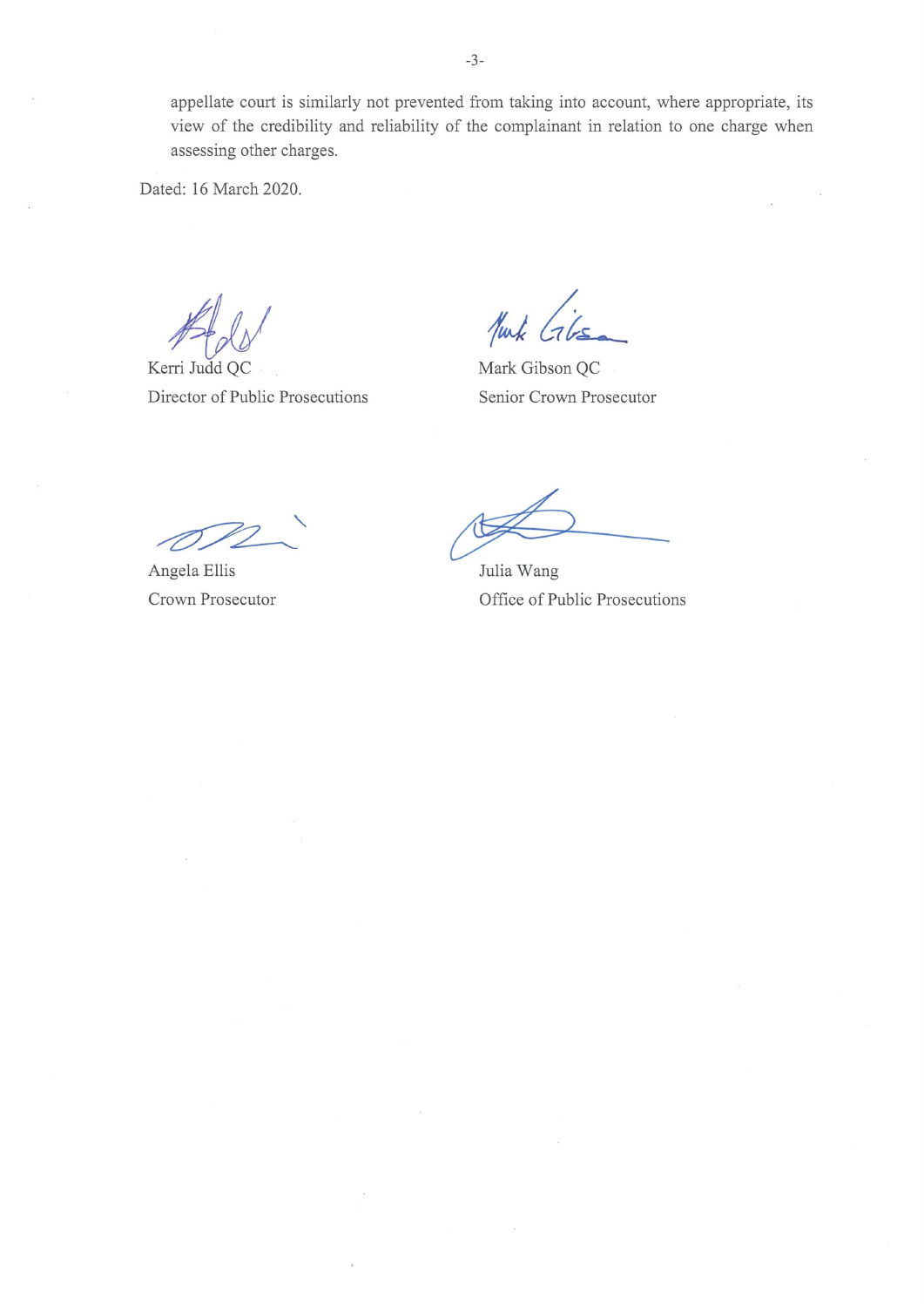appellate court is similarly not prevented from taking into account, where appropriate, its view of the credibility and reliability of the complainant in relation to one charge when assessing other charges.

Dated: 16 March 2020.

Kerri Judd QC
Director of Public Prosecutions

Mark Gibson QC
Senior Crown Prosecutor

Angela Ellis
Crown Prosecutor

Julia Wang
Office of Public Prosecutions